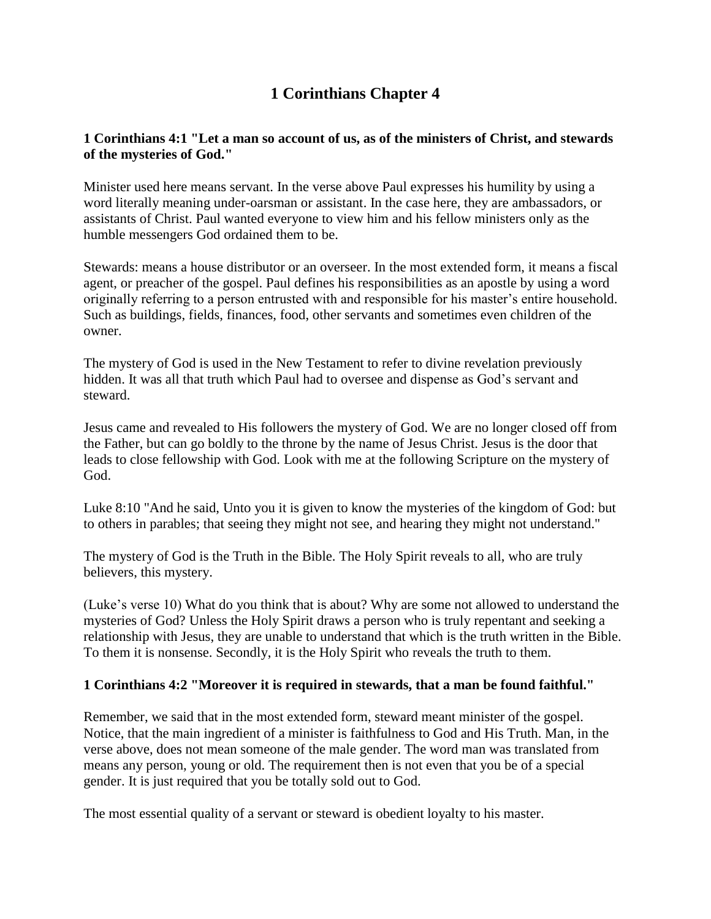# 1 Corinthians Chapter 4

**1 Corinthians 4:1 "Let a man so account of us, as of the ministers of Christ, and stewards of the mysteries of God."**

Minister used here means servant. In the verse above Paul expresses his humility by using a word literally meaning under-oarsman or assistant. In the case here, they are ambassadors, or assistants of Christ. Paul wanted everyone to view him and his fellow ministers only as the humble messengers God ordained them to be.

Stewards: means a house distributor or an overseer. In the most extended form, it means a fiscal agent, or preacher of the gospel. Paul defines his responsibilities as an apostle by using a word originally referring to a person entrusted with and responsible for his master's entire household. Such as buildings, fields, finances, food, other servants and sometimes even children of the owner.

The mystery of God is used in the New Testament to refer to divine revelation previously hidden. It was all that truth which Paul had to oversee and dispense as God's servant and steward.

Jesus came and revealed to His followers the mystery of God. We are no longer closed off from the Father, but can go boldly to the throne by the name of Jesus Christ. Jesus is the door that leads to close fellowship with God. Look with me at the following Scripture on the mystery of God.

Luke 8:10 "And he said, Unto you it is given to know the mysteries of the kingdom of God: but to others in parables; that seeing they might not see, and hearing they might not understand."

The mystery of God is the Truth in the Bible. The Holy Spirit reveals to all, who are truly believers, this mystery.

(Luke's verse 10) What do you think that is about? Why are some not allowed to understand the mysteries of God? Unless the Holy Spirit draws a person who is truly repentant and seeking a relationship with Jesus, they are unable to understand that which is the truth written in the Bible. To them it is nonsense. Secondly, it is the Holy Spirit who reveals the truth to them.

**1 Corinthians 4:2 "Moreover it is required in stewards, that a man be found faithful."**

Remember, we said that in the most extended form, steward meant minister of the gospel. Notice, that the main ingredient of a minister is faithfulness to God and His Truth. Man, in the verse above, does not mean someone of the male gender. The word man was translated from means any person, young or old. The requirement then is not even that you be of a special gender. It is just required that you be totally sold out to God.

The most essential quality of a servant or steward is obedient loyalty to his master.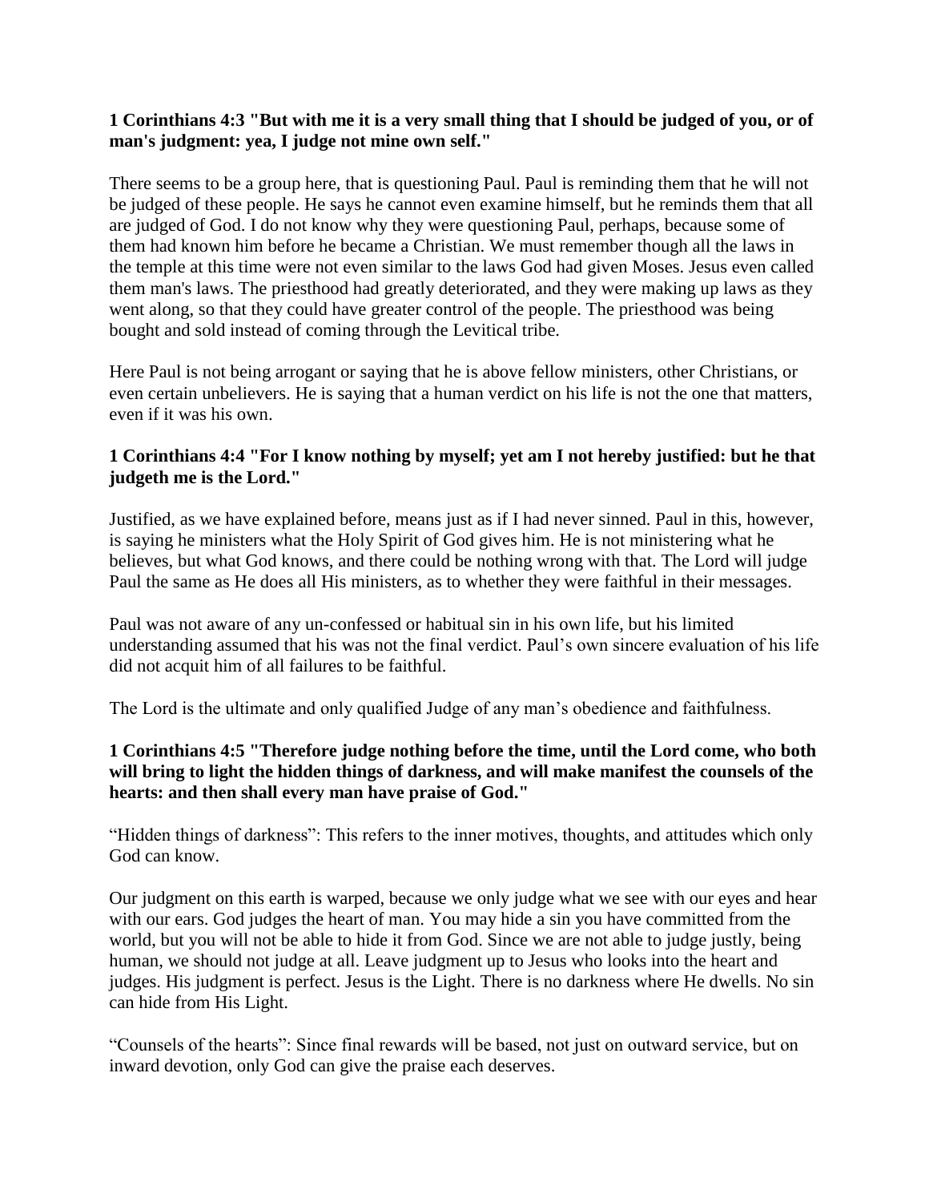**1 Corinthians 4:3 "But with me it is a very small thing that I should be judged of you, or of man's judgment: yea, I judge not mine own self."**

There seems to be a group here, that is questioning Paul. Paul is reminding them that he will not be judged of these people. He says he cannot even examine himself, but he reminds them that all are judged of God. I do not know why they were questioning Paul, perhaps, because some of them had known him before he became a Christian. We must remember though all the laws in the temple at this time were not even similar to the laws God had given Moses. Jesus even called them man's laws. The priesthood had greatly deteriorated, and they were making up laws as they went along, so that they could have greater control of the people. The priesthood was being bought and sold instead of coming through the Levitical tribe.

Here Paul is not being arrogant or saying that he is above fellow ministers, other Christians, or even certain unbelievers. He is saying that a human verdict on his life is not the one that matters, even if it was his own.

**1 Corinthians 4:4 "For I know nothing by myself; yet am I not hereby justified: but he that judgeth me is the Lord."**

Justified, as we have explained before, means just as if I had never sinned. Paul in this, however, is saying he ministers what the Holy Spirit of God gives him. He is not ministering what he believes, but what God knows, and there could be nothing wrong with that. The Lord will judge Paul the same as He does all His ministers, as to whether they were faithful in their messages.

Paul was not aware of any un-confessed or habitual sin in his own life, but his limited understanding assumed that his was not the final verdict. Paul's own sincere evaluation of his life did not acquit him of all failures to be faithful.

The Lord is the ultimate and only qualified Judge of any man's obedience and faithfulness.

**1 Corinthians 4:5 "Therefore judge nothing before the time, until the Lord come, who both will bring to light the hidden things of darkness, and will make manifest the counsels of the hearts: and then shall every man have praise of God."**

"Hidden things of darkness": This refers to the inner motives, thoughts, and attitudes which only God can know.

Our judgment on this earth is warped, because we only judge what we see with our eyes and hear with our ears. God judges the heart of man. You may hide a sin you have committed from the world, but you will not be able to hide it from God. Since we are not able to judge justly, being human, we should not judge at all. Leave judgment up to Jesus who looks into the heart and judges. His judgment is perfect. Jesus is the Light. There is no darkness where He dwells. No sin can hide from His Light.

"Counsels of the hearts": Since final rewards will be based, not just on outward service, but on inward devotion, only God can give the praise each deserves.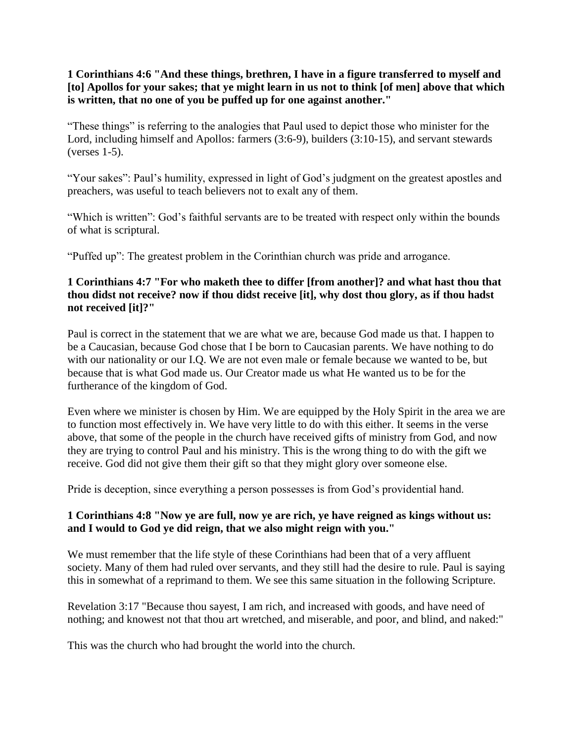**1 Corinthians 4:6 "And these things, brethren, I have in a figure transferred to myself and [to] Apollos for your sakes; that ye might learn in us not to think [of men] above that which is written, that no one of you be puffed up for one against another."**

“These things” is referring to the analogies that Paul used to depict those who minister for the Lord, including himself and Apollos: farmers (3:6-9), builders (3:10-15), and servant stewards (verses 1-5).

“Your sakes”: Paul’s humility, expressed in light of God’s judgment on the greatest apostles and preachers, was useful to teach believers not to exalt any of them.

“Which is written”: God’s faithful servants are to be treated with respect only within the bounds of what is scriptural.

“Puffed up”: The greatest problem in the Corinthian church was pride and arrogance.

**1 Corinthians 4:7 "For who maketh thee to differ [from another]? and what hast thou that thou didst not receive? now if thou didst receive [it], why dost thou glory, as if thou hadst not received [it]?"**

Paul is correct in the statement that we are what we are, because God made us that. I happen to be a Caucasian, because God chose that I be born to Caucasian parents. We have nothing to do with our nationality or our I.Q. We are not even male or female because we wanted to be, but because that is what God made us. Our Creator made us what He wanted us to be for the furtherance of the kingdom of God.

Even where we minister is chosen by Him. We are equipped by the Holy Spirit in the area we are to function most effectively in. We have very little to do with this either. It seems in the verse above, that some of the people in the church have received gifts of ministry from God, and now they are trying to control Paul and his ministry. This is the wrong thing to do with the gift we receive. God did not give them their gift so that they might glory over someone else.

Pride is deception, since everything a person possesses is from God’s providential hand.

**1 Corinthians 4:8 "Now ye are full, now ye are rich, ye have reigned as kings without us: and I would to God ye did reign, that we also might reign with you."**

We must remember that the life style of these Corinthians had been that of a very affluent society. Many of them had ruled over servants, and they still had the desire to rule. Paul is saying this in somewhat of a reprimand to them. We see this same situation in the following Scripture.

Revelation 3:17 "Because thou sayest, I am rich, and increased with goods, and have need of nothing; and knowest not that thou art wretched, and miserable, and poor, and blind, and naked:"

This was the church who had brought the world into the church.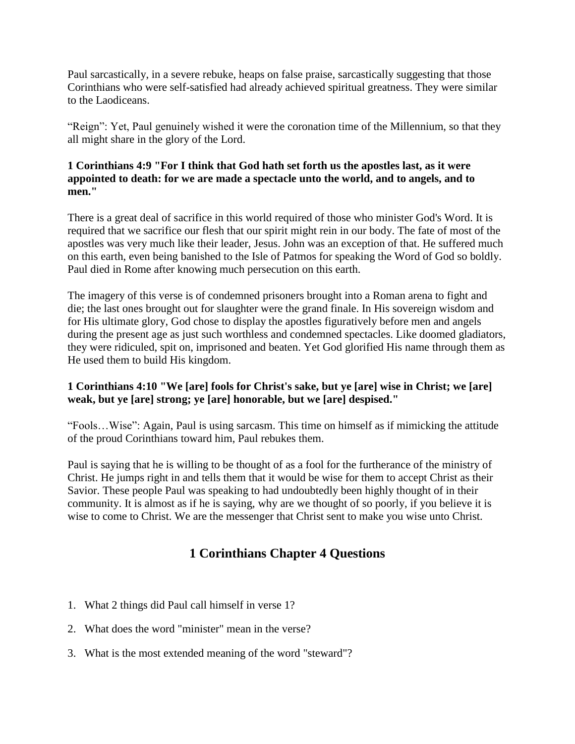Paul sarcastically, in a severe rebuke, heaps on false praise, sarcastically suggesting that those Corinthians who were self-satisfied had already achieved spiritual greatness. They were similar to the Laodiceans.

"Reign": Yet, Paul genuinely wished it were the coronation time of the Millennium, so that they all might share in the glory of the Lord.

**1 Corinthians 4:9 "For I think that God hath set forth us the apostles last, as it were appointed to death: for we are made a spectacle unto the world, and to angels, and to men."**

There is a great deal of sacrifice in this world required of those who minister God's Word. It is required that we sacrifice our flesh that our spirit might rein in our body. The fate of most of the apostles was very much like their leader, Jesus. John was an exception of that. He suffered much on this earth, even being banished to the Isle of Patmos for speaking the Word of God so boldly. Paul died in Rome after knowing much persecution on this earth.

The imagery of this verse is of condemned prisoners brought into a Roman arena to fight and die; the last ones brought out for slaughter were the grand finale. In His sovereign wisdom and for His ultimate glory, God chose to display the apostles figuratively before men and angels during the present age as just such worthless and condemned spectacles. Like doomed gladiators, they were ridiculed, spit on, imprisoned and beaten. Yet God glorified His name through them as He used them to build His kingdom.

**1 Corinthians 4:10 "We [are] fools for Christ's sake, but ye [are] wise in Christ; we [are] weak, but ye [are] strong; ye [are] honorable, but we [are] despised."**

"Fools…Wise": Again, Paul is using sarcasm. This time on himself as if mimicking the attitude of the proud Corinthians toward him, Paul rebukes them.

Paul is saying that he is willing to be thought of as a fool for the furtherance of the ministry of Christ. He jumps right in and tells them that it would be wise for them to accept Christ as their Savior. These people Paul was speaking to had undoubtedly been highly thought of in their community. It is almost as if he is saying, why are we thought of so poorly, if you believe it is wise to come to Christ. We are the messenger that Christ sent to make you wise unto Christ.

## 1 Corinthians Chapter 4 Questions

1. What 2 things did Paul call himself in verse 1?
2. What does the word "minister" mean in the verse?
3. What is the most extended meaning of the word "steward"?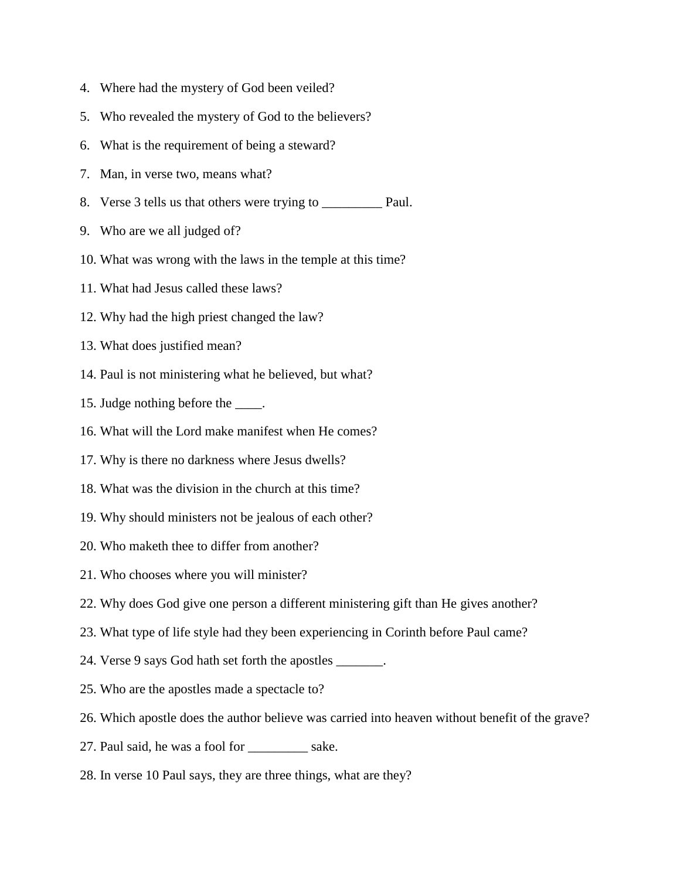4. Where had the mystery of God been veiled?
5. Who revealed the mystery of God to the believers?
6. What is the requirement of being a steward?
7. Man, in verse two, means what?
8. Verse 3 tells us that others were trying to _________ Paul.
9. Who are we all judged of?
10. What was wrong with the laws in the temple at this time?
11. What had Jesus called these laws?
12. Why had the high priest changed the law?
13. What does justified mean?
14. Paul is not ministering what he believed, but what?
15. Judge nothing before the ____.
16. What will the Lord make manifest when He comes?
17. Why is there no darkness where Jesus dwells?
18. What was the division in the church at this time?
19. Why should ministers not be jealous of each other?
20. Who maketh thee to differ from another?
21. Who chooses where you will minister?
22. Why does God give one person a different ministering gift than He gives another?
23. What type of life style had they been experiencing in Corinth before Paul came?
24. Verse 9 says God hath set forth the apostles _______.
25. Who are the apostles made a spectacle to?
26. Which apostle does the author believe was carried into heaven without benefit of the grave?
27. Paul said, he was a fool for _________ sake.
28. In verse 10 Paul says, they are three things, what are they?